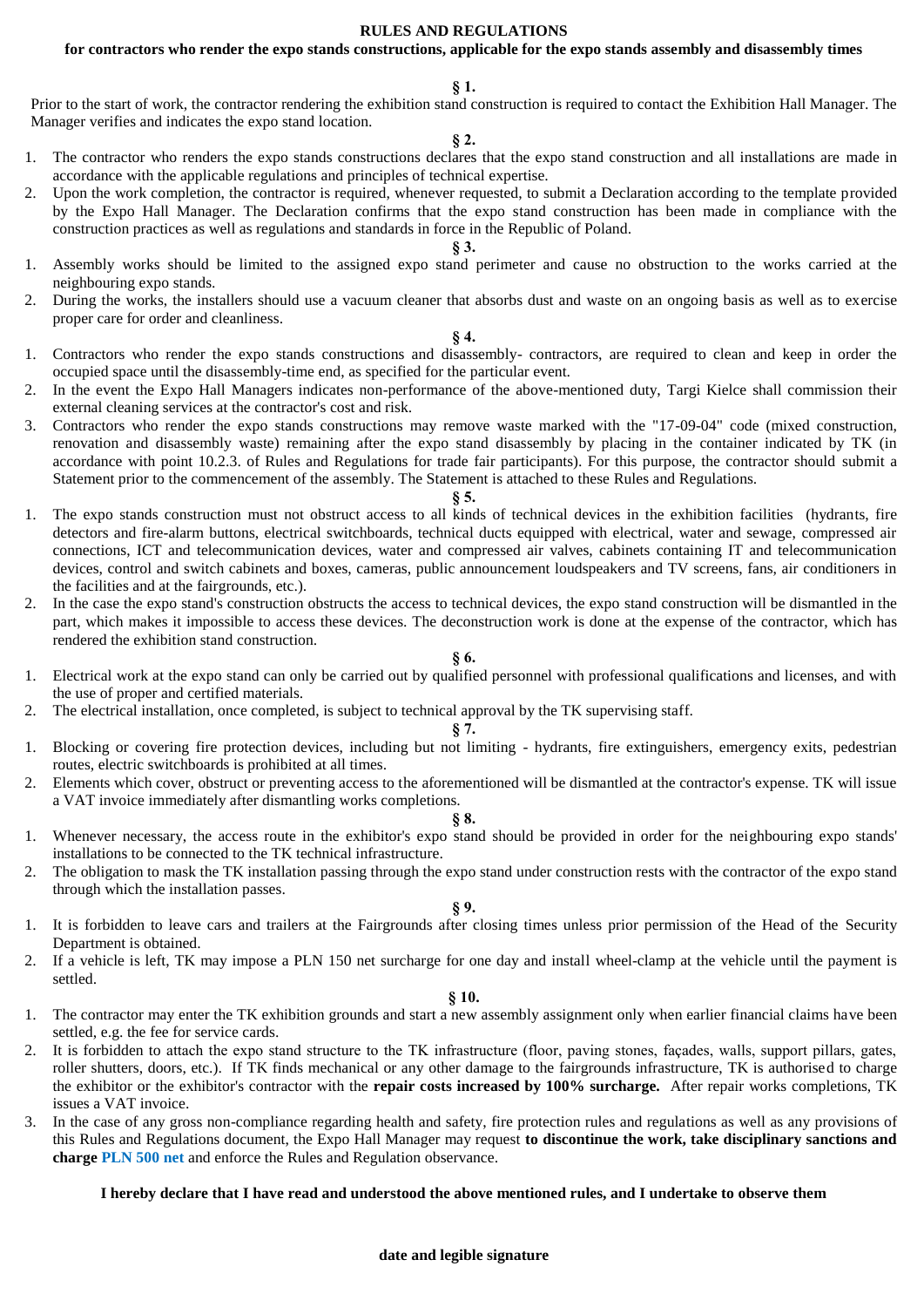# RULES AND REGULATIONS

## for contractors who render the expo stands constructions, applicable for the expo stands assembly and disassembly times

**§ 1.**

Prior to the start of work, the contractor rendering the exhibition stand construction is required to contact the Exhibition Hall Manager. The Manager verifies and indicates the expo stand location.

**§ 2.**

1. The contractor who renders the expo stands constructions declares that the expo stand construction and all installations are made in accordance with the applicable regulations and principles of technical expertise.
2. Upon the work completion, the contractor is required, whenever requested, to submit a Declaration according to the template provided by the Expo Hall Manager. The Declaration confirms that the expo stand construction has been made in compliance with the construction practices as well as regulations and standards in force in the Republic of Poland.

**§ 3.**

1. Assembly works should be limited to the assigned expo stand perimeter and cause no obstruction to the works carried at the neighbouring expo stands.
2. During the works, the installers should use a vacuum cleaner that absorbs dust and waste on an ongoing basis as well as to exercise proper care for order and cleanliness.

**§ 4.**

1. Contractors who render the expo stands constructions and disassembly- contractors, are required to clean and keep in order the occupied space until the disassembly-time end, as specified for the particular event.
2. In the event the Expo Hall Managers indicates non-performance of the above-mentioned duty, Targi Kielce shall commission their external cleaning services at the contractor's cost and risk.
3. Contractors who render the expo stands constructions may remove waste marked with the "17-09-04" code (mixed construction, renovation and disassembly waste) remaining after the expo stand disassembly by placing in the container indicated by TK (in accordance with point 10.2.3. of Rules and Regulations for trade fair participants). For this purpose, the contractor should submit a Statement prior to the commencement of the assembly. The Statement is attached to these Rules and Regulations.

**§ 5.**

1. The expo stands construction must not obstruct access to all kinds of technical devices in the exhibition facilities (hydrants, fire detectors and fire-alarm buttons, electrical switchboards, technical ducts equipped with electrical, water and sewage, compressed air connections, ICT and telecommunication devices, water and compressed air valves, cabinets containing IT and telecommunication devices, control and switch cabinets and boxes, cameras, public announcement loudspeakers and TV screens, fans, air conditioners in the facilities and at the fairgrounds, etc.).
2. In the case the expo stand's construction obstructs the access to technical devices, the expo stand construction will be dismantled in the part, which makes it impossible to access these devices. The deconstruction work is done at the expense of the contractor, which has rendered the exhibition stand construction.

**§ 6.**

1. Electrical work at the expo stand can only be carried out by qualified personnel with professional qualifications and licenses, and with the use of proper and certified materials.
2. The electrical installation, once completed, is subject to technical approval by the TK supervising staff.

**§ 7.**

1. Blocking or covering fire protection devices, including but not limiting - hydrants, fire extinguishers, emergency exits, pedestrian routes, electric switchboards is prohibited at all times.
2. Elements which cover, obstruct or preventing access to the aforementioned will be dismantled at the contractor's expense. TK will issue a VAT invoice immediately after dismantling works completions.

**§ 8.**

1. Whenever necessary, the access route in the exhibitor's expo stand should be provided in order for the neighbouring expo stands' installations to be connected to the TK technical infrastructure.
2. The obligation to mask the TK installation passing through the expo stand under construction rests with the contractor of the expo stand through which the installation passes.

**§ 9.**

1. It is forbidden to leave cars and trailers at the Fairgrounds after closing times unless prior permission of the Head of the Security Department is obtained.
2. If a vehicle is left, TK may impose a PLN 150 net surcharge for one day and install wheel-clamp at the vehicle until the payment is settled.

**§ 10.**

1. The contractor may enter the TK exhibition grounds and start a new assembly assignment only when earlier financial claims have been settled, e.g. the fee for service cards.
2. It is forbidden to attach the expo stand structure to the TK infrastructure (floor, paving stones, façades, walls, support pillars, gates, roller shutters, doors, etc.). If TK finds mechanical or any other damage to the fairgrounds infrastructure, TK is authorised to charge the exhibitor or the exhibitor's contractor with the **repair costs increased by 100% surcharge.** After repair works completions, TK issues a VAT invoice.
3. In the case of any gross non-compliance regarding health and safety, fire protection rules and regulations as well as any provisions of this Rules and Regulations document, the Expo Hall Manager may request **to discontinue the work, take disciplinary sanctions and charge PLN 500 net** and enforce the Rules and Regulation observance.

**I hereby declare that I have read and understood the above mentioned rules, and I undertake to observe them**

**date and legible signature**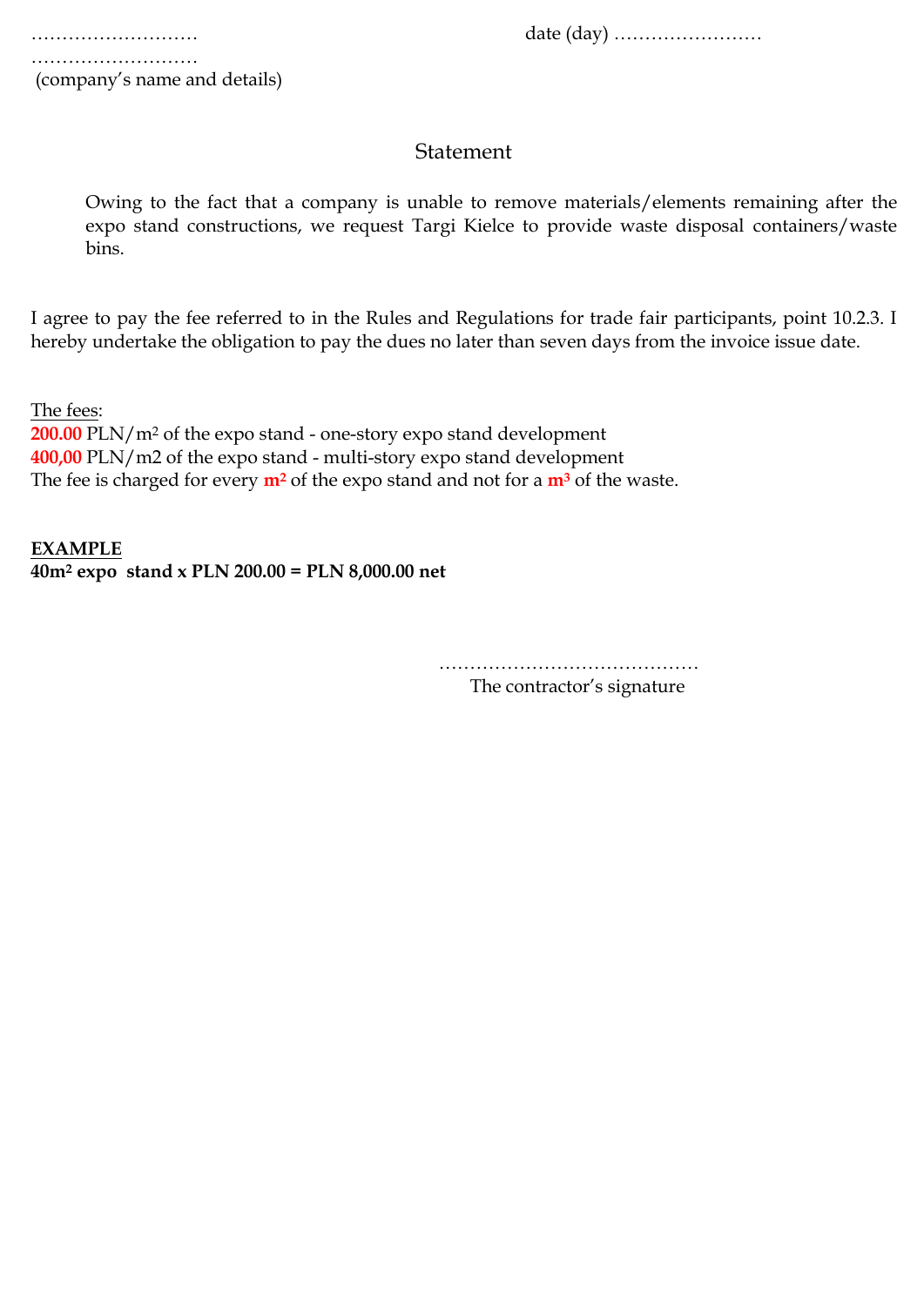………………………
………………………
(company's name and details)

date (day) ……………………

# Statement

Owing to the fact that a company is unable to remove materials/elements remaining after the expo stand constructions, we request Targi Kielce to provide waste disposal containers/waste bins.

I agree to pay the fee referred to in the Rules and Regulations for trade fair participants, point 10.2.3. I hereby undertake the obligation to pay the dues no later than seven days from the invoice issue date.

The fees:
**200.00** PLN/$m^2$ of the expo stand - one-story expo stand development
**400,00** PLN/m2 of the expo stand - multi-story expo stand development
The fee is charged for every **$m^2$** of the expo stand and not for a **$m^3$** of the waste.

**EXAMPLE**
**40$m^2$ expo stand x PLN 200.00 = PLN 8,000.00 net**

……………………………………
The contractor's signature